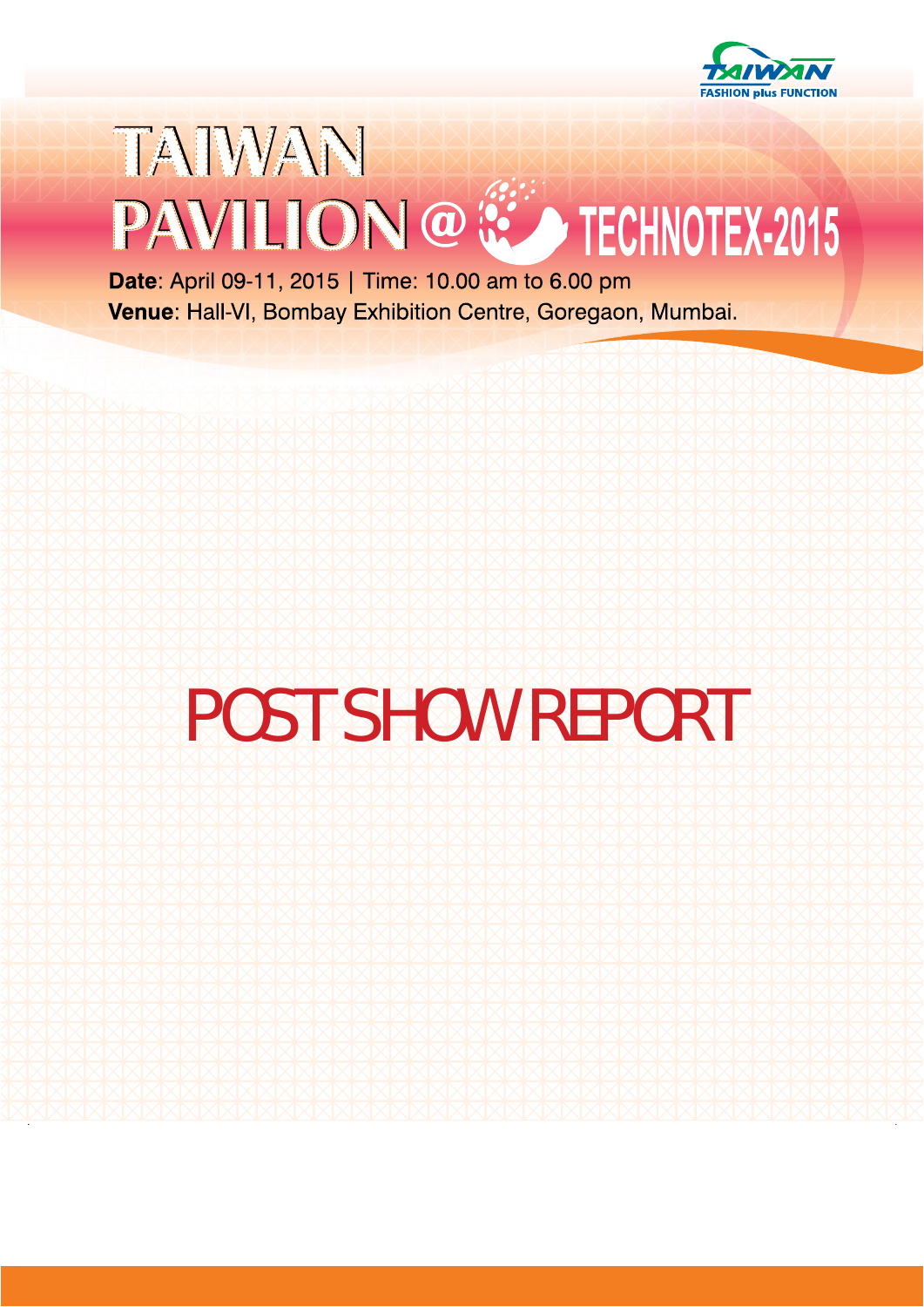TAIWAN FASHION plus FUNCTION

# TAIWAN PAVILION @ TECHNOTEX-2015

**Date**: April 09-11, 2015 | Time: 10.00 am to 6.00 pm

**Venue**: Hall-VI, Bombay Exhibition Centre, Goregaon, Mumbai.

# POST SHOW REPORT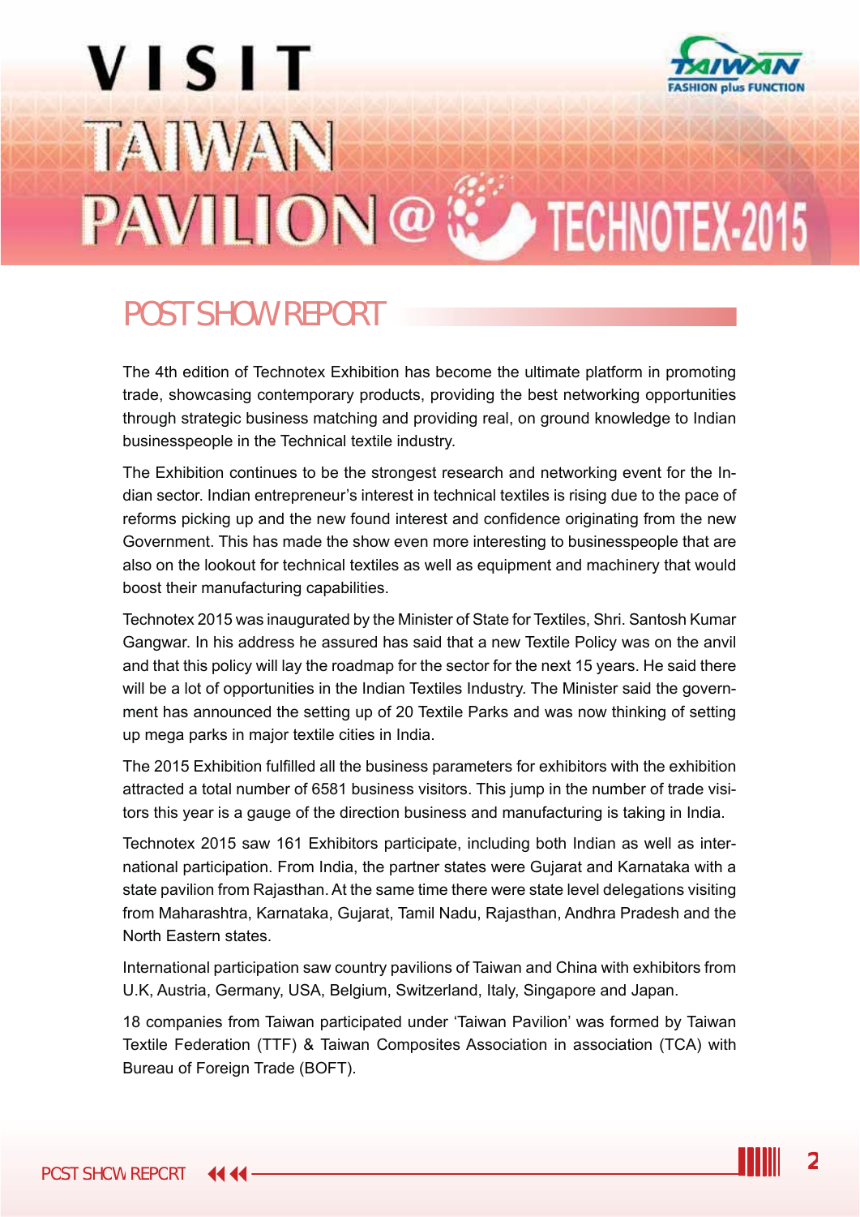# VISIT TAIWAN PAVILION @ TECHNOTEX-2015

TAIWAN FASHION plus FUNCTION

## POST SHOW REPORT

The 4th edition of Technotex Exhibition has become the ultimate platform in promoting trade, showcasing contemporary products, providing the best networking opportunities through strategic business matching and providing real, on ground knowledge to Indian businesspeople in the Technical textile industry.

The Exhibition continues to be the strongest research and networking event for the Indian sector. Indian entrepreneur's interest in technical textiles is rising due to the pace of reforms picking up and the new found interest and confidence originating from the new Government. This has made the show even more interesting to businesspeople that are also on the lookout for technical textiles as well as equipment and machinery that would boost their manufacturing capabilities.

Technotex 2015 was inaugurated by the Minister of State for Textiles, Shri. Santosh Kumar Gangwar. In his address he assured has said that a new Textile Policy was on the anvil and that this policy will lay the roadmap for the sector for the next 15 years. He said there will be a lot of opportunities in the Indian Textiles Industry. The Minister said the government has announced the setting up of 20 Textile Parks and was now thinking of setting up mega parks in major textile cities in India.

The 2015 Exhibition fulfilled all the business parameters for exhibitors with the exhibition attracted a total number of 6581 business visitors. This jump in the number of trade visitors this year is a gauge of the direction business and manufacturing is taking in India.

Technotex 2015 saw 161 Exhibitors participate, including both Indian as well as international participation. From India, the partner states were Gujarat and Karnataka with a state pavilion from Rajasthan. At the same time there were state level delegations visiting from Maharashtra, Karnataka, Gujarat, Tamil Nadu, Rajasthan, Andhra Pradesh and the North Eastern states.

International participation saw country pavilions of Taiwan and China with exhibitors from U.K, Austria, Germany, USA, Belgium, Switzerland, Italy, Singapore and Japan.

18 companies from Taiwan participated under 'Taiwan Pavilion' was formed by Taiwan Textile Federation (TTF) & Taiwan Composites Association in association (TCA) with Bureau of Foreign Trade (BOFT).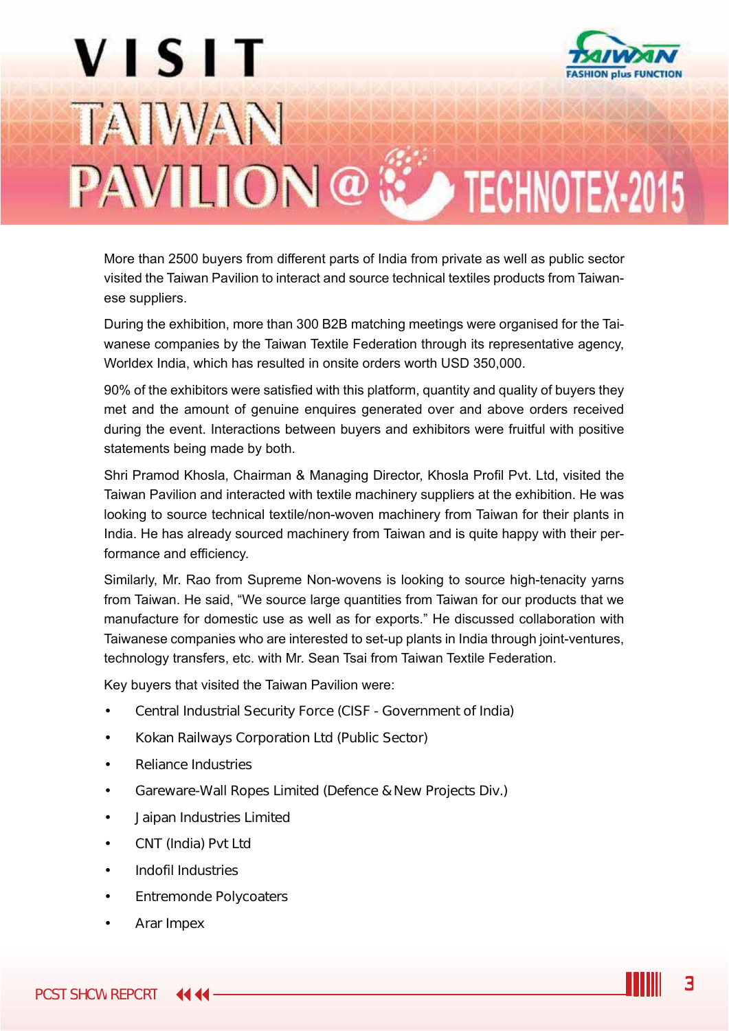# VISIT TAIWAN PAVILION @ TECHNOTEX-2015

More than 2500 buyers from different parts of India from private as well as public sector visited the Taiwan Pavilion to interact and source technical textiles products from Taiwanese suppliers.

During the exhibition, more than 300 B2B matching meetings were organised for the Taiwanese companies by the Taiwan Textile Federation through its representative agency, Worldex India, which has resulted in onsite orders worth USD 350,000.

90% of the exhibitors were satisfied with this platform, quantity and quality of buyers they met and the amount of genuine enquires generated over and above orders received during the event. Interactions between buyers and exhibitors were fruitful with positive statements being made by both.

Shri Pramod Khosla, Chairman & Managing Director, Khosla Profil Pvt. Ltd, visited the Taiwan Pavilion and interacted with textile machinery suppliers at the exhibition. He was looking to source technical textile/non-woven machinery from Taiwan for their plants in India. He has already sourced machinery from Taiwan and is quite happy with their performance and efficiency.

Similarly, Mr. Rao from Supreme Non-wovens is looking to source high-tenacity yarns from Taiwan. He said, "We source large quantities from Taiwan for our products that we manufacture for domestic use as well as for exports." He discussed collaboration with Taiwanese companies who are interested to set-up plants in India through joint-ventures, technology transfers, etc. with Mr. Sean Tsai from Taiwan Textile Federation.

Key buyers that visited the Taiwan Pavilion were:

- Central Industrial Security Force (CISF - Government of India)
- Kokan Railways Corporation Ltd (Public Sector)
- Reliance Industries
- Gareware-Wall Ropes Limited (Defence & New Projects Div.)
- Jaipan Industries Limited
- CNT (India) Pvt Ltd
- Indofil Industries
- Entremonde Polycoaters
- Arar Impex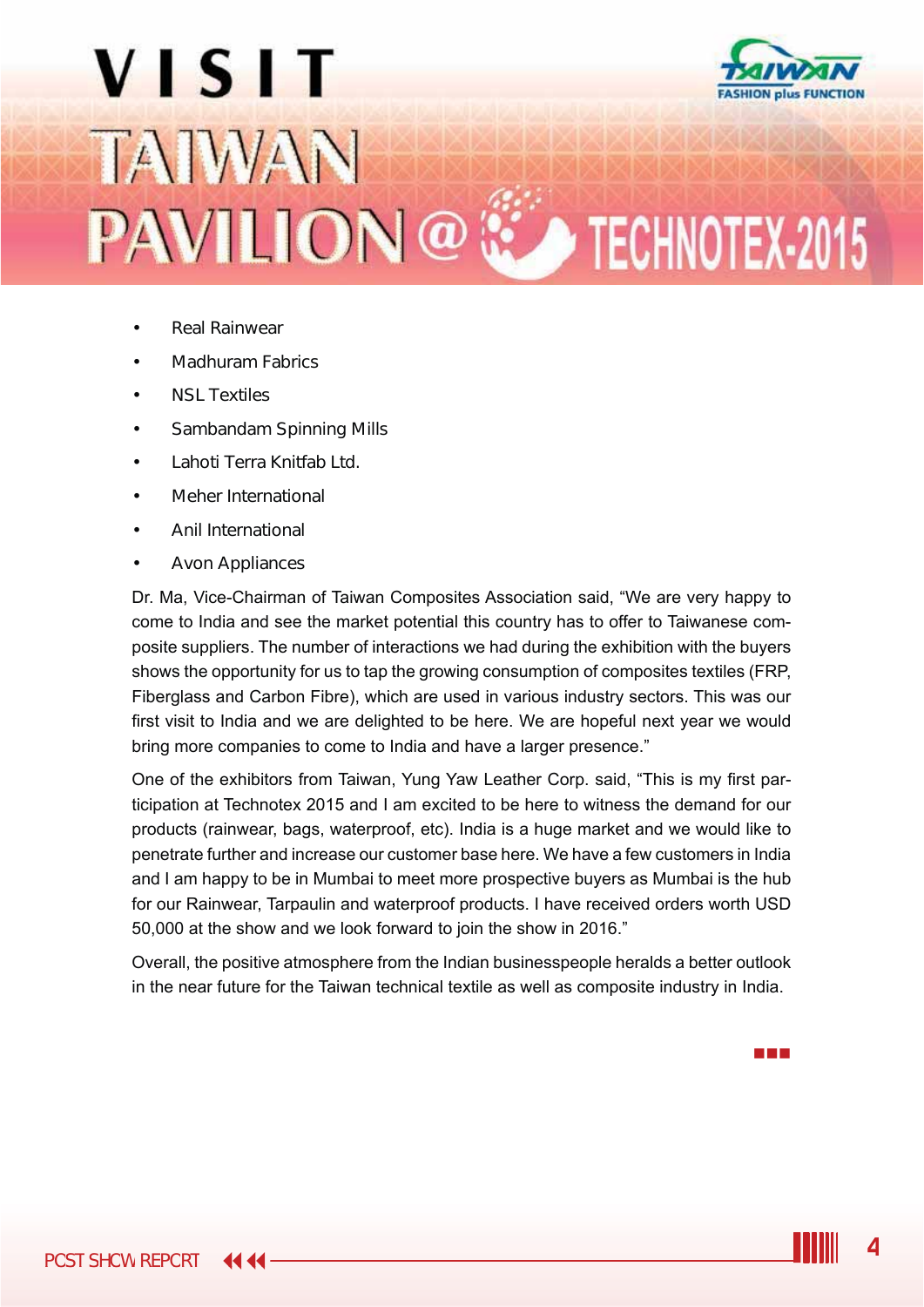# VISIT TAIWAN PAVILION @ TECHNOTEX-2015

- Real Rainwear
- Madhuram Fabrics
- NSL Textiles
- Sambandam Spinning Mills
- Lahoti Terra Knitfab Ltd.
- Meher International
- Anil International
- Avon Appliances

Dr. Ma, Vice-Chairman of Taiwan Composites Association said, “We are very happy to come to India and see the market potential this country has to offer to Taiwanese composite suppliers. The number of interactions we had during the exhibition with the buyers shows the opportunity for us to tap the growing consumption of composites textiles (FRP, Fiberglass and Carbon Fibre), which are used in various industry sectors. This was our first visit to India and we are delighted to be here. We are hopeful next year we would bring more companies to come to India and have a larger presence.”

One of the exhibitors from Taiwan, Yung Yaw Leather Corp. said, “This is my first participation at Technotex 2015 and I am excited to be here to witness the demand for our products (rainwear, bags, waterproof, etc). India is a huge market and we would like to penetrate further and increase our customer base here. We have a few customers in India and I am happy to be in Mumbai to meet more prospective buyers as Mumbai is the hub for our Rainwear, Tarpaulin and waterproof products. I have received orders worth USD 50,000 at the show and we look forward to join the show in 2016.”

Overall, the positive atmosphere from the Indian businesspeople heralds a better outlook in the near future for the Taiwan technical textile as well as composite industry in India.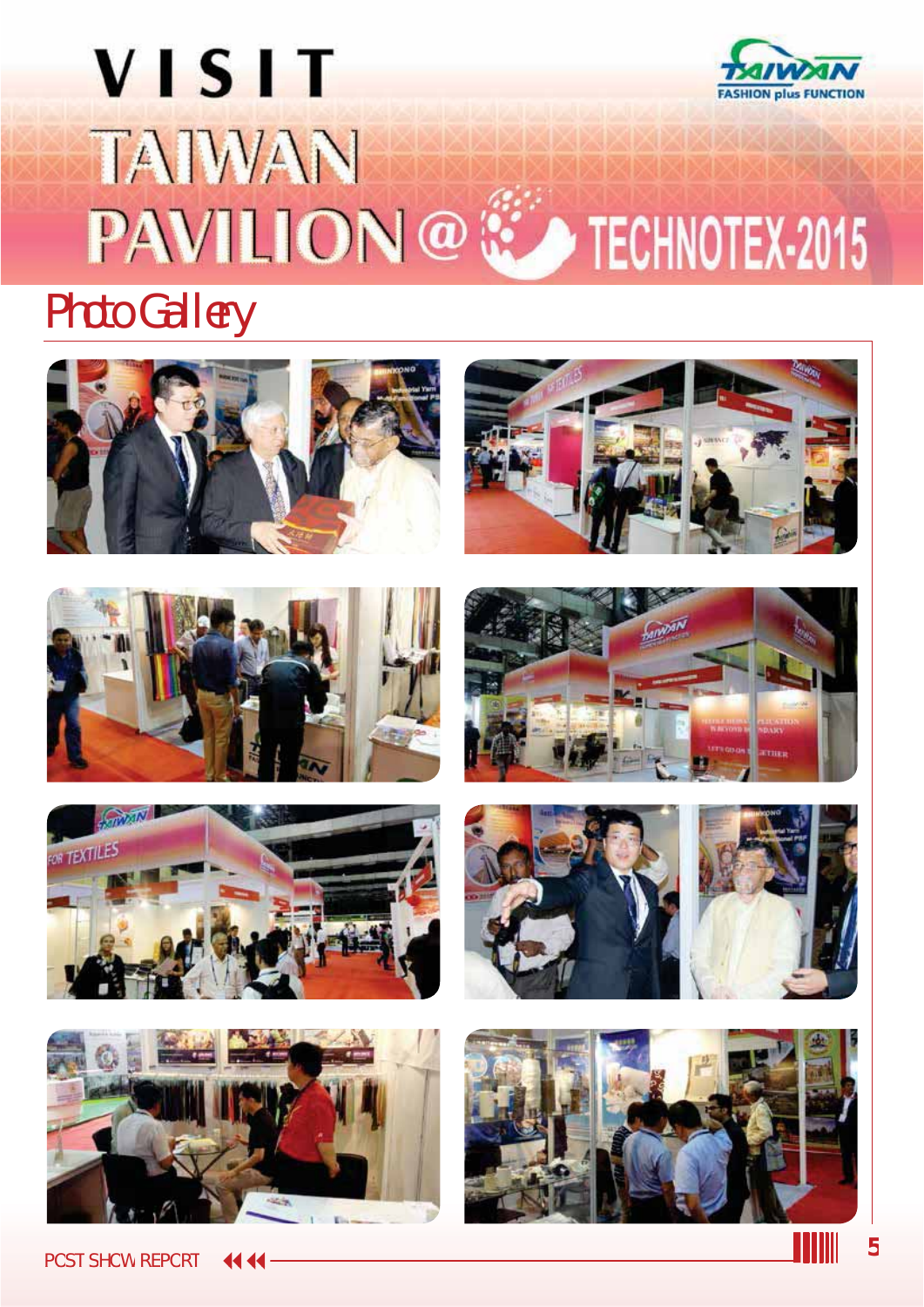# VISIT TAIWAN PAVILION @ TECHNOTEX-2015

TAIWAN FASHION plus FUNCTION

## Photo Gallery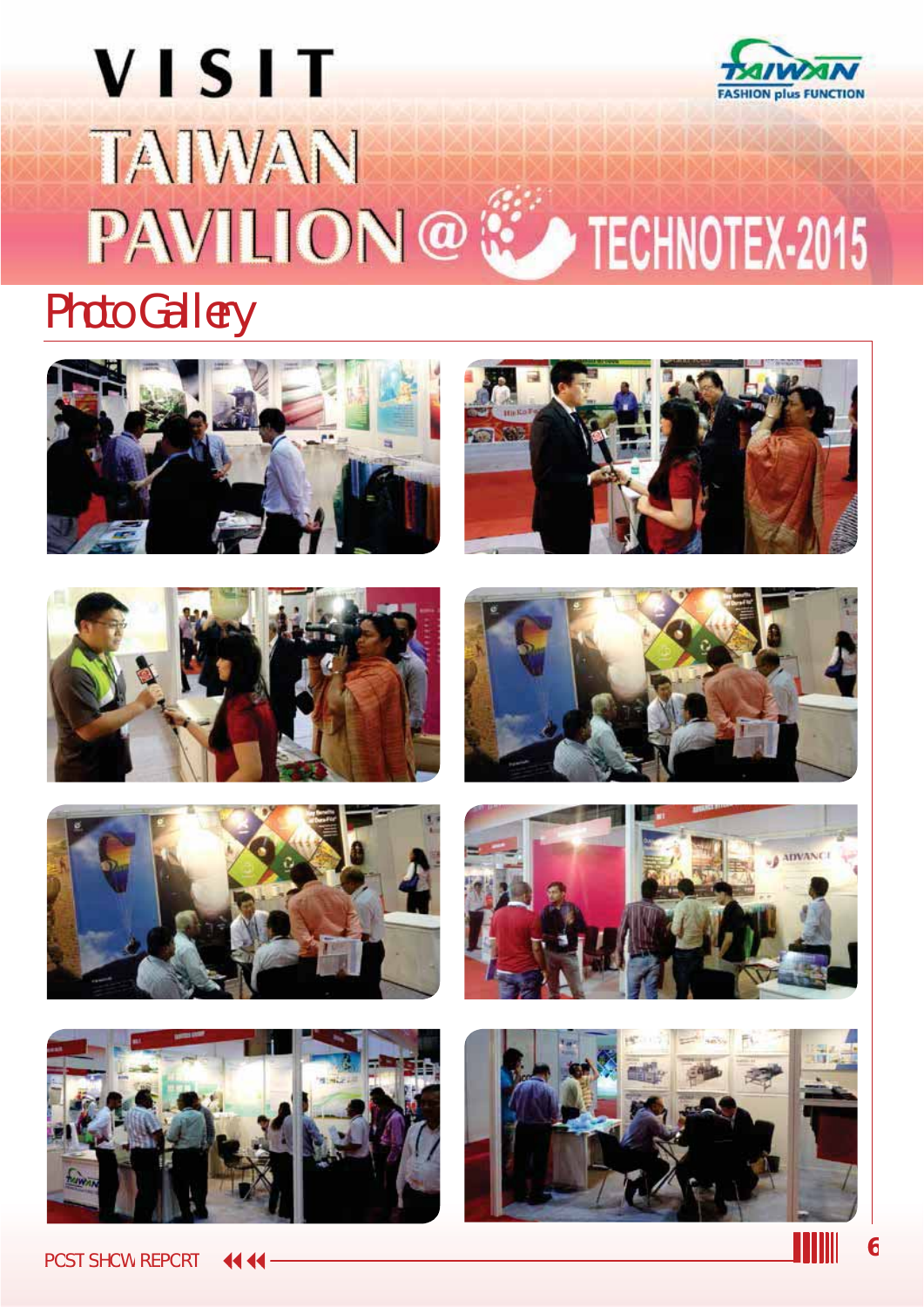# VISIT TAIWAN PAVILION @ TECHNOTEX-2015

## Photo Gallery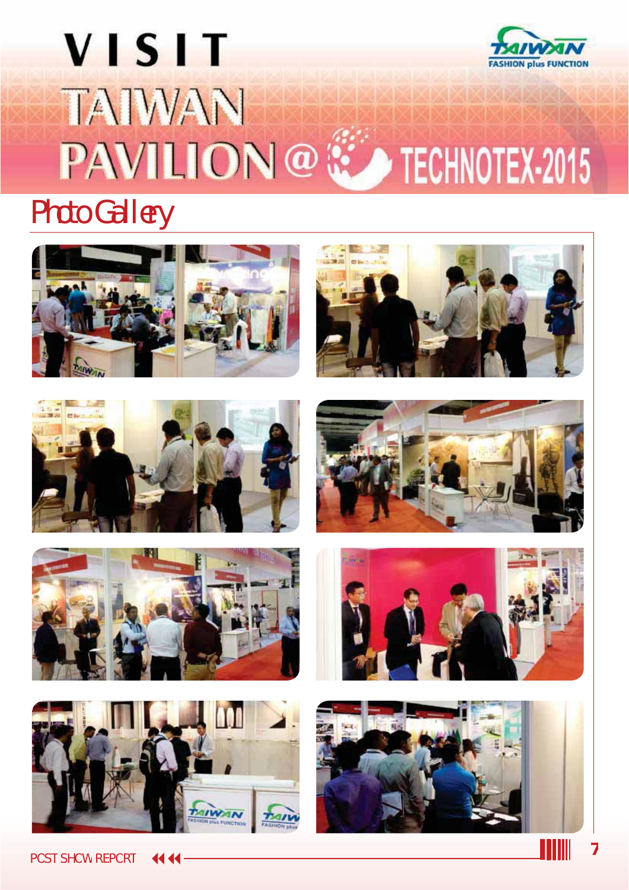# VISIT TAIWAN PAVILION @ TECHNOTEX-2015

TAIWAN FASHION plus FUNCTION

## Photo Gallery